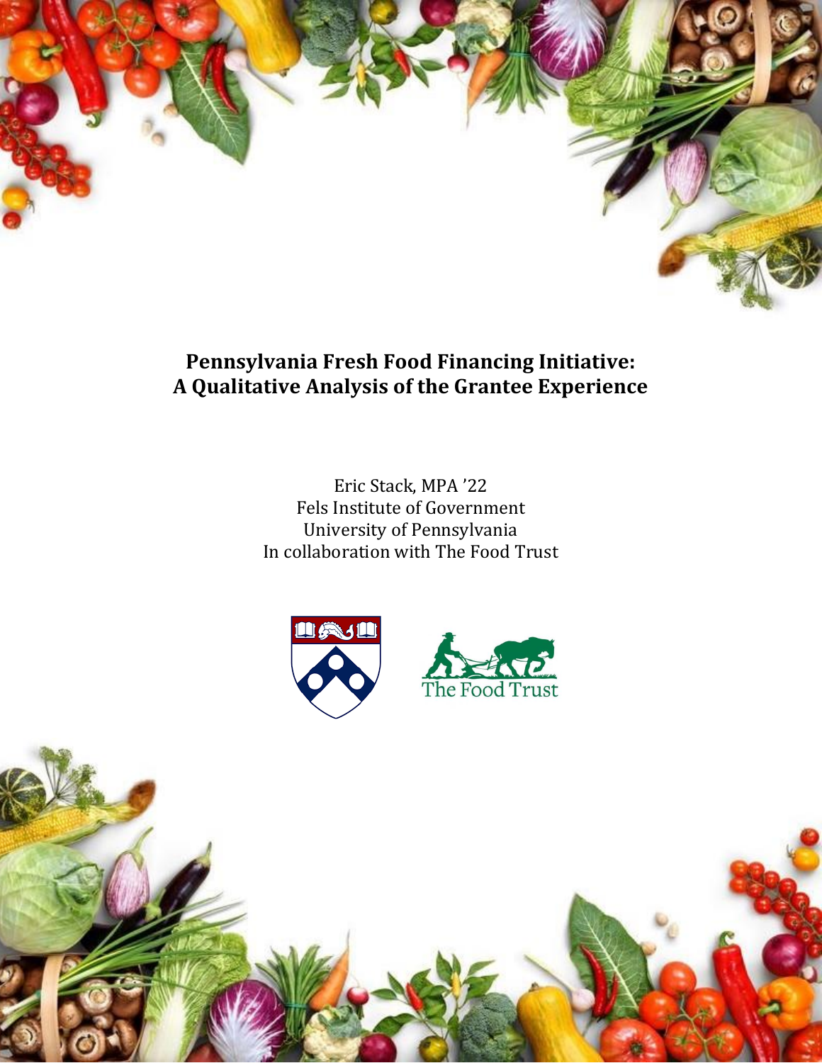# Pennsylvania Fresh Food Financing Initiative: A Qualitative Analysis of the Grantee Experience

Eric Stack, MPA '22
Fels Institute of Government
University of Pennsylvania
In collaboration with The Food Trust

The Food Trust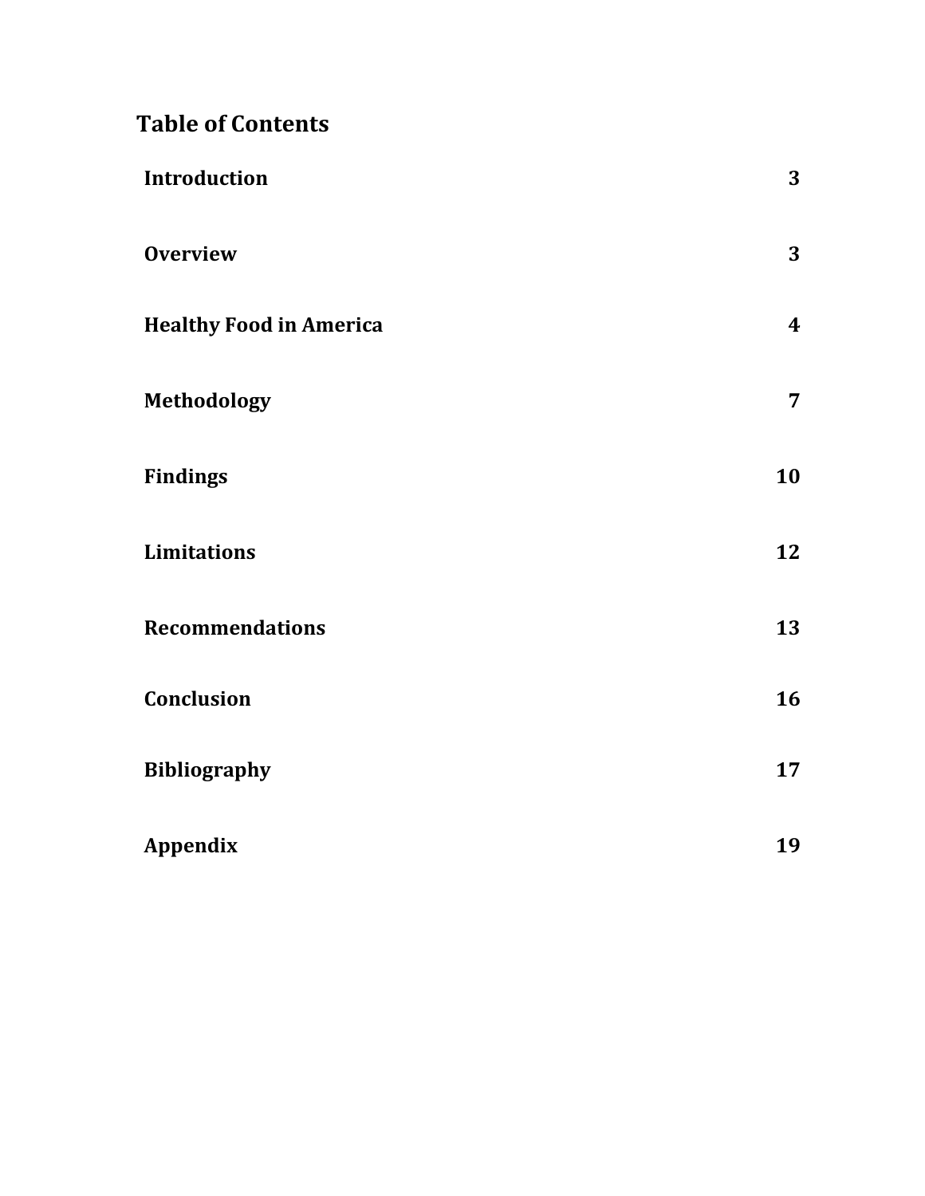# Table of Contents

| | |
|---|---|
| **Introduction** | **3** |
| **Overview** | **3** |
| **Healthy Food in America** | **4** |
| **Methodology** | **7** |
| **Findings** | **10** |
| **Limitations** | **12** |
| **Recommendations** | **13** |
| **Conclusion** | **16** |
| **Bibliography** | **17** |
| **Appendix** | **19** |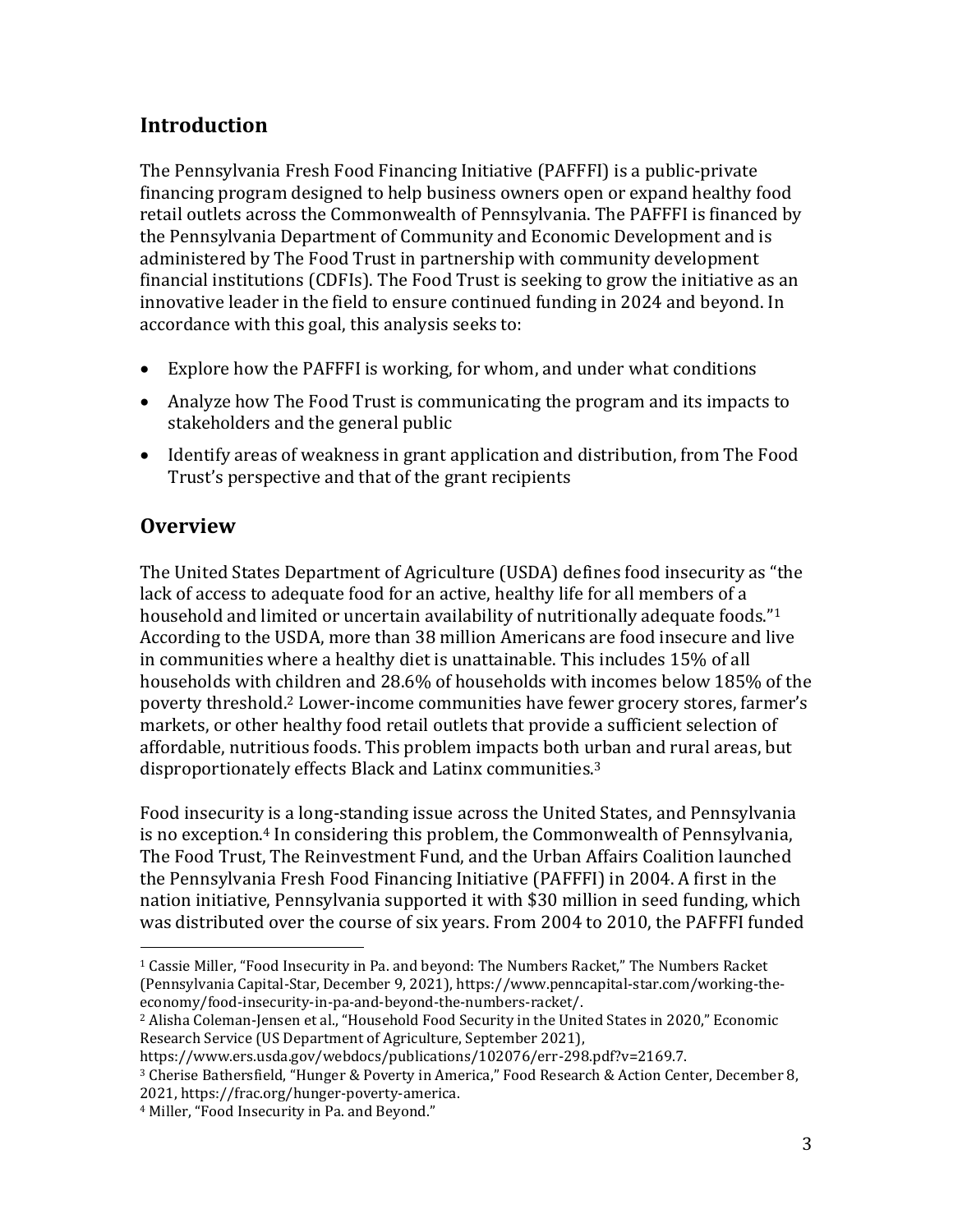## Introduction

The Pennsylvania Fresh Food Financing Initiative (PAFFFI) is a public-private financing program designed to help business owners open or expand healthy food retail outlets across the Commonwealth of Pennsylvania. The PAFFFI is financed by the Pennsylvania Department of Community and Economic Development and is administered by The Food Trust in partnership with community development financial institutions (CDFIs). The Food Trust is seeking to grow the initiative as an innovative leader in the field to ensure continued funding in 2024 and beyond. In accordance with this goal, this analysis seeks to:

- Explore how the PAFFFI is working, for whom, and under what conditions
- Analyze how The Food Trust is communicating the program and its impacts to stakeholders and the general public
- Identify areas of weakness in grant application and distribution, from The Food Trust's perspective and that of the grant recipients

## Overview

The United States Department of Agriculture (USDA) defines food insecurity as "the lack of access to adequate food for an active, healthy life for all members of a household and limited or uncertain availability of nutritionally adequate foods."[1] According to the USDA, more than 38 million Americans are food insecure and live in communities where a healthy diet is unattainable. This includes 15% of all households with children and 28.6% of households with incomes below 185% of the poverty threshold.[2] Lower-income communities have fewer grocery stores, farmer's markets, or other healthy food retail outlets that provide a sufficient selection of affordable, nutritious foods. This problem impacts both urban and rural areas, but disproportionately effects Black and Latinx communities.[3]

Food insecurity is a long-standing issue across the United States, and Pennsylvania is no exception.[4] In considering this problem, the Commonwealth of Pennsylvania, The Food Trust, The Reinvestment Fund, and the Urban Affairs Coalition launched the Pennsylvania Fresh Food Financing Initiative (PAFFFI) in 2004. A first in the nation initiative, Pennsylvania supported it with $30 million in seed funding, which was distributed over the course of six years. From 2004 to 2010, the PAFFFI funded

---

[1] Cassie Miller, "Food Insecurity in Pa. and beyond: The Numbers Racket," The Numbers Racket (Pennsylvania Capital-Star, December 9, 2021), https://www.penncapital-star.com/working-the-economy/food-insecurity-in-pa-and-beyond-the-numbers-racket/.

[2] Alisha Coleman-Jensen et al., "Household Food Security in the United States in 2020," Economic Research Service (US Department of Agriculture, September 2021), https://www.ers.usda.gov/webdocs/publications/102076/err-298.pdf?v=2169.7.

[3] Cherise Bathersfield, "Hunger & Poverty in America," Food Research & Action Center, December 8, 2021, https://frac.org/hunger-poverty-america.

[4] Miller, "Food Insecurity in Pa. and Beyond."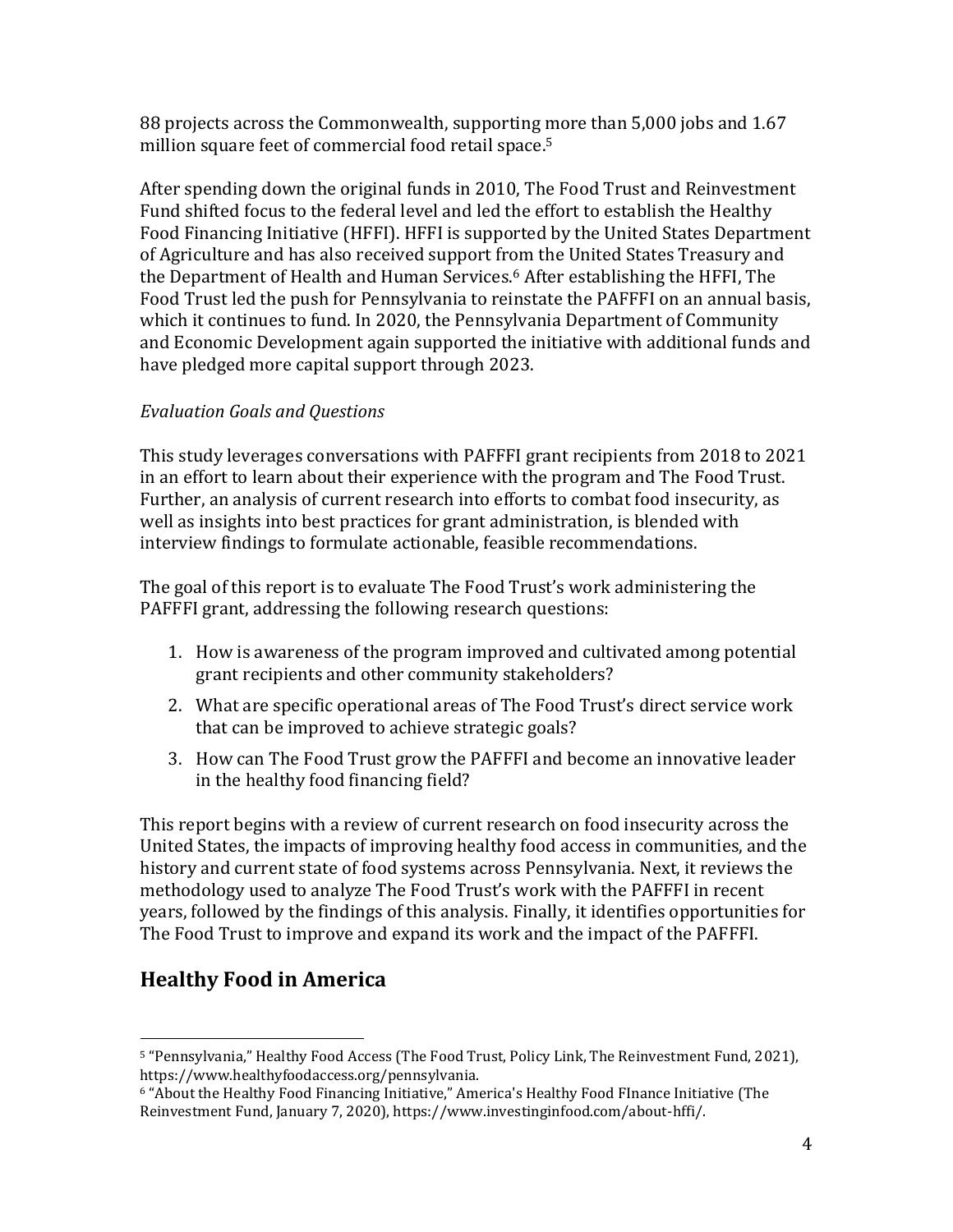88 projects across the Commonwealth, supporting more than 5,000 jobs and 1.67 million square feet of commercial food retail space.[5]

After spending down the original funds in 2010, The Food Trust and Reinvestment Fund shifted focus to the federal level and led the effort to establish the Healthy Food Financing Initiative (HFFI). HFFI is supported by the United States Department of Agriculture and has also received support from the United States Treasury and the Department of Health and Human Services.[6] After establishing the HFFI, The Food Trust led the push for Pennsylvania to reinstate the PAFFFI on an annual basis, which it continues to fund. In 2020, the Pennsylvania Department of Community and Economic Development again supported the initiative with additional funds and have pledged more capital support through 2023.

*Evaluation Goals and Questions*

This study leverages conversations with PAFFFI grant recipients from 2018 to 2021 in an effort to learn about their experience with the program and The Food Trust. Further, an analysis of current research into efforts to combat food insecurity, as well as insights into best practices for grant administration, is blended with interview findings to formulate actionable, feasible recommendations.

The goal of this report is to evaluate The Food Trust's work administering the PAFFFI grant, addressing the following research questions:

1. How is awareness of the program improved and cultivated among potential grant recipients and other community stakeholders?
2. What are specific operational areas of The Food Trust's direct service work that can be improved to achieve strategic goals?
3. How can The Food Trust grow the PAFFFI and become an innovative leader in the healthy food financing field?

This report begins with a review of current research on food insecurity across the United States, the impacts of improving healthy food access in communities, and the history and current state of food systems across Pennsylvania. Next, it reviews the methodology used to analyze The Food Trust's work with the PAFFFI in recent years, followed by the findings of this analysis. Finally, it identifies opportunities for The Food Trust to improve and expand its work and the impact of the PAFFFI.

## Healthy Food in America

[5] "Pennsylvania," Healthy Food Access (The Food Trust, Policy Link, The Reinvestment Fund, 2021), https://www.healthyfoodaccess.org/pennsylvania.

[6] "About the Healthy Food Financing Initiative," America's Healthy Food FInance Initiative (The Reinvestment Fund, January 7, 2020), https://www.investinginfood.com/about-hffi/.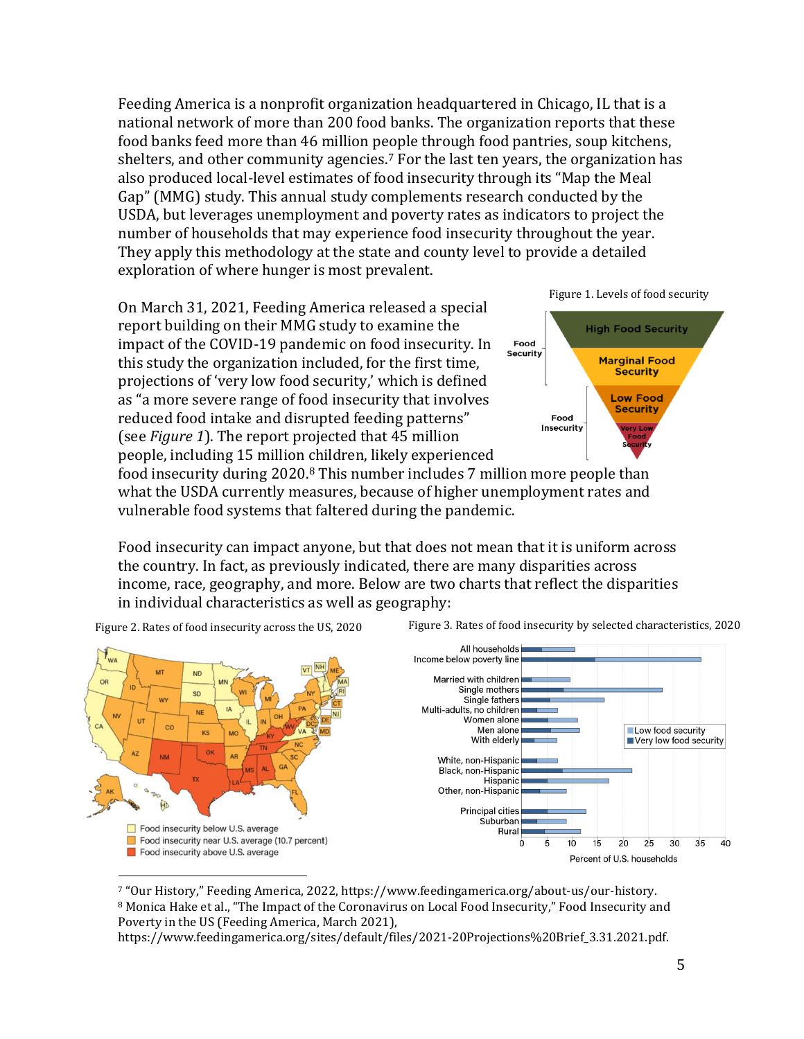Feeding America is a nonprofit organization headquartered in Chicago, IL that is a national network of more than 200 food banks. The organization reports that these food banks feed more than 46 million people through food pantries, soup kitchens, shelters, and other community agencies.[7] For the last ten years, the organization has also produced local-level estimates of food insecurity through its "Map the Meal Gap" (MMG) study. This annual study complements research conducted by the USDA, but leverages unemployment and poverty rates as indicators to project the number of households that may experience food insecurity throughout the year. They apply this methodology at the state and county level to provide a detailed exploration of where hunger is most prevalent.

On March 31, 2021, Feeding America released a special report building on their MMG study to examine the impact of the COVID-19 pandemic on food insecurity. In this study the organization included, for the first time, projections of 'very low food security,' which is defined as "a more severe range of food insecurity that involves reduced food intake and disrupted feeding patterns" (see *Figure 1*). The report projected that 45 million people, including 15 million children, likely experienced food insecurity during 2020.[8] This number includes 7 million more people than what the USDA currently measures, because of higher unemployment rates and vulnerable food systems that faltered during the pandemic.

Figure 1. Levels of food security

Food can impact anyone, but that does not mean that it is uniform across the country. In fact, as previously indicated, there are many disparities across income, race, geography, and more. Below are two charts that reflect the disparities in individual characteristics as well as geography:

Figure 2. Rates of food insecurity across the US, 2020

Figure 3. Rates of food insecurity by selected characteristics, 2020

[7] "Our History," Feeding America, 2022, https://www.feedingamerica.org/about-us/our-history.

[8] Monica Hake et al., "The Impact of the Coronavirus on Local Food Insecurity," Food Insecurity and Poverty in the US (Feeding America, March 2021), https://www.feedingamerica.org/sites/default/files/2021-20Projections%20Brief_3.31.2021.pdf.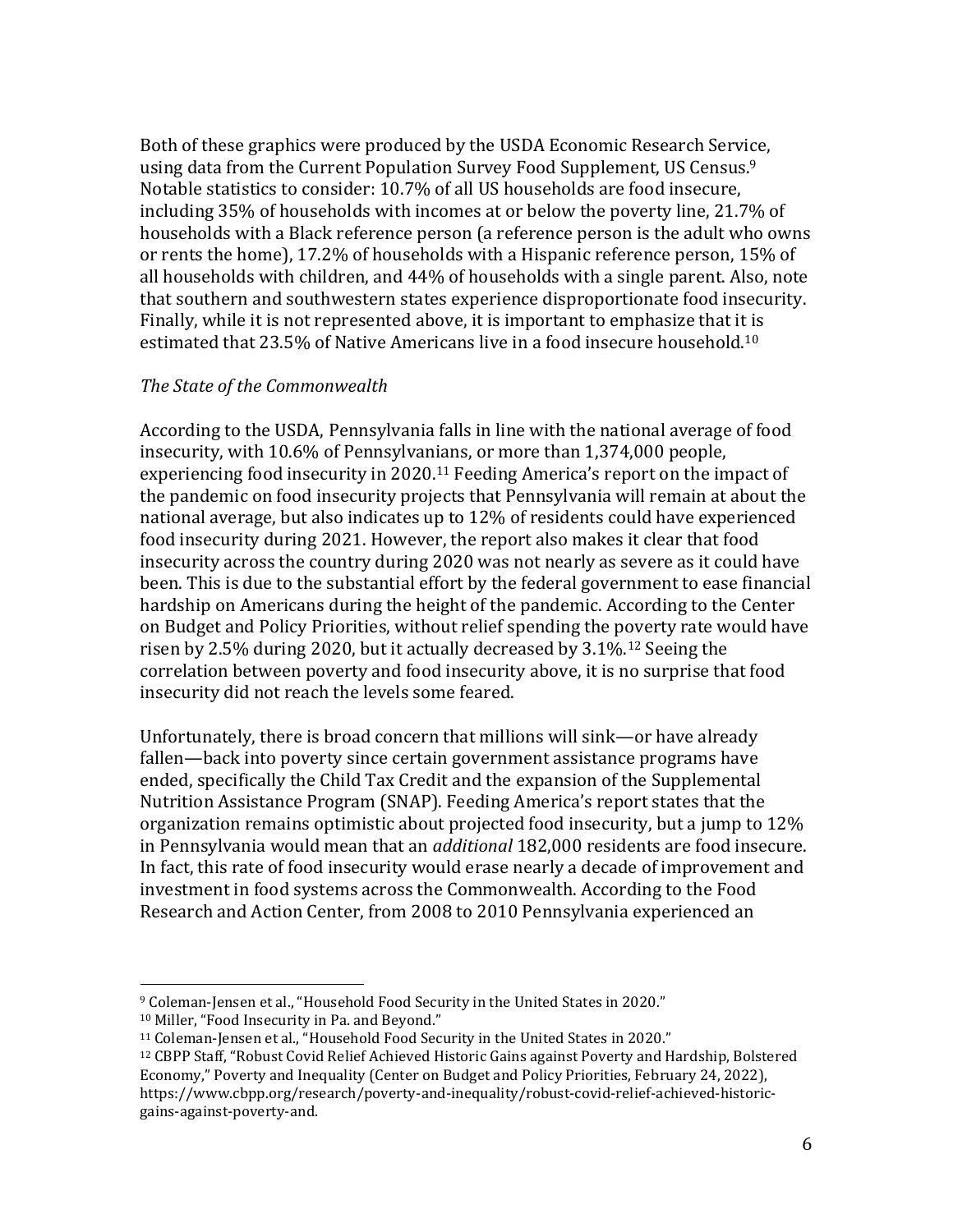Both of these graphics were produced by the USDA Economic Research Service, using data from the Current Population Survey Food Supplement, US Census.[9] Notable statistics to consider: 10.7% of all US households are food insecure, including 35% of households with incomes at or below the poverty line, 21.7% of households with a Black reference person (a reference person is the adult who owns or rents the home), 17.2% of households with a Hispanic reference person, 15% of all households with children, and 44% of households with a single parent. Also, note that southern and southwestern states experience disproportionate food insecurity. Finally, while it is not represented above, it is important to emphasize that it is estimated that 23.5% of Native Americans live in a food insecure household.[10]

*The State of the Commonwealth*

According to the USDA, Pennsylvania falls in line with the national average of food insecurity, with 10.6% of Pennsylvanians, or more than 1,374,000 people, experiencing food insecurity in 2020.[11] Feeding America's report on the impact of the pandemic on food insecurity projects that Pennsylvania will remain at about the national average, but also indicates up to 12% of residents could have experienced food insecurity during 2021. However, the report also makes it clear that food insecurity across the country during 2020 was not nearly as severe as it could have been. This is due to the substantial effort by the federal government to ease financial hardship on Americans during the height of the pandemic. According to the Center on Budget and Policy Priorities, without relief spending the poverty rate would have risen by 2.5% during 2020, but it actually decreased by 3.1%.[12] Seeing the correlation between poverty and food insecurity above, it is no surprise that food insecurity did not reach the levels some feared.

Unfortunately, there is broad concern that millions will sink—or have already fallen—back into poverty since certain government assistance programs have ended, specifically the Child Tax Credit and the expansion of the Supplemental Nutrition Assistance Program (SNAP). Feeding America's report states that the organization remains optimistic about projected food insecurity, but a jump to 12% in Pennsylvania would mean that an *additional* 182,000 residents are food insecure. In fact, this rate of food insecurity would erase nearly a decade of improvement and investment in food systems across the Commonwealth. According to the Food Research and Action Center, from 2008 to 2010 Pennsylvania experienced an

---

[9] Coleman-Jensen et al., "Household Food Security in the United States in 2020."

[10] Miller, "Food Insecurity in Pa. and Beyond."

[11] Coleman-Jensen et al., "Household Food Security in the United States in 2020."

[12] CBPP Staff, "Robust Covid Relief Achieved Historic Gains against Poverty and Hardship, Bolstered Economy," Poverty and Inequality (Center on Budget and Policy Priorities, February 24, 2022), https://www.cbpp.org/research/poverty-and-inequality/robust-covid-relief-achieved-historic-gains-against-poverty-and.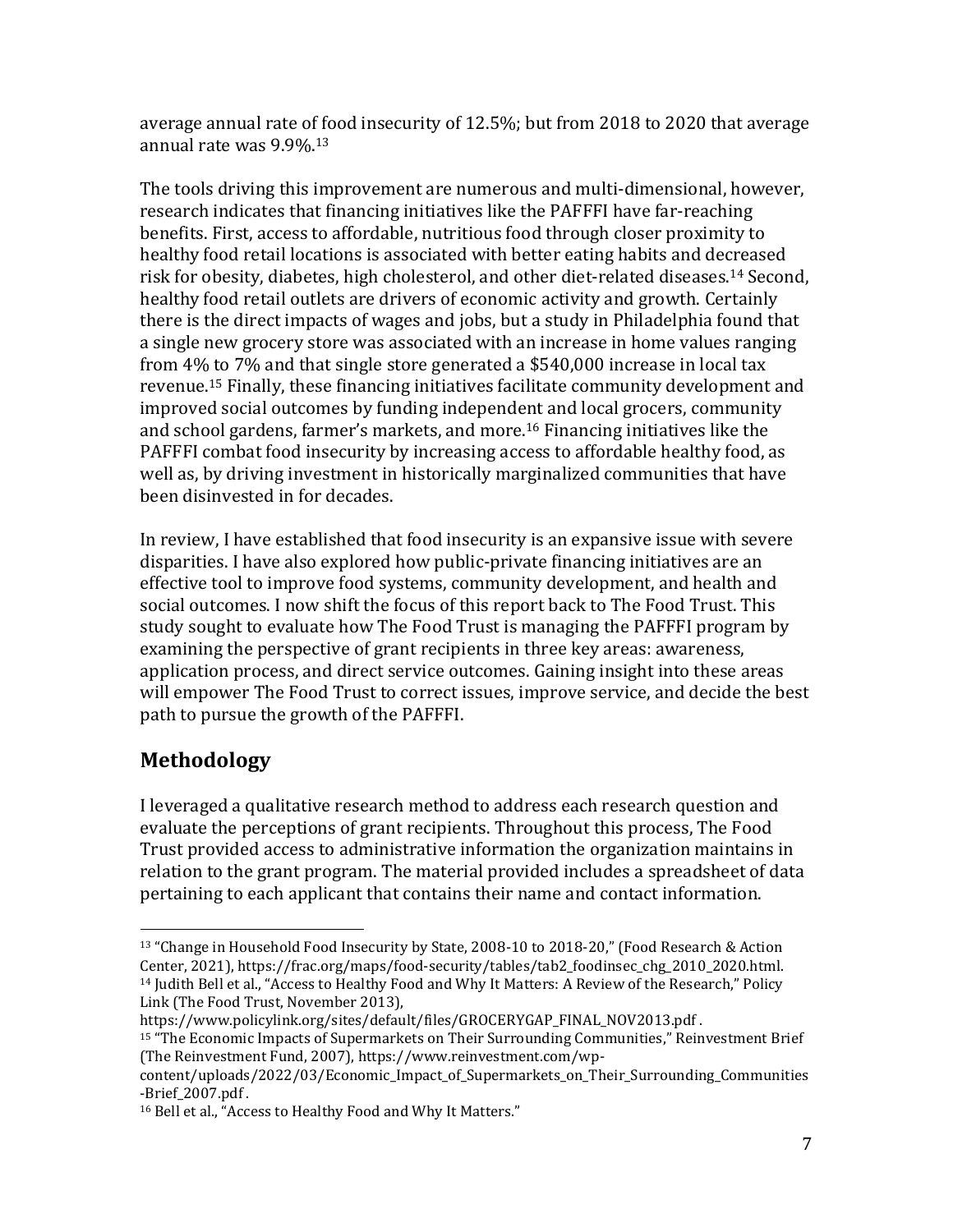average annual rate of food insecurity of 12.5%; but from 2018 to 2020 that average annual rate was 9.9%.[13]

The tools driving this improvement are numerous and multi-dimensional, however, research indicates that financing initiatives like the PAFFFI have far-reaching benefits. First, access to affordable, nutritious food through closer proximity to healthy food retail locations is associated with better eating habits and decreased risk for obesity, diabetes, high cholesterol, and other diet-related diseases.[14] Second, healthy food retail outlets are drivers of economic activity and growth. Certainly there is the direct impacts of wages and jobs, but a study in Philadelphia found that a single new grocery store was associated with an increase in home values ranging from 4% to 7% and that single store generated a $540,000 increase in local tax revenue.[15] Finally, these financing initiatives facilitate community development and improved social outcomes by funding independent and local grocers, community and school gardens, farmer's markets, and more.[16] Financing initiatives like the PAFFFI combat food insecurity by increasing access to affordable healthy food, as well as, by driving investment in historically marginalized communities that have been disinvested in for decades.

In review, I have established that food insecurity is an expansive issue with severe disparities. I have also explored how public-private financing initiatives are an effective tool to improve food systems, community development, and health and social outcomes. I now shift the focus of this report back to The Food Trust. This study sought to evaluate how The Food Trust is managing the PAFFFI program by examining the perspective of grant recipients in three key areas: awareness, application process, and direct service outcomes. Gaining insight into these areas will empower The Food Trust to correct issues, improve service, and decide the best path to pursue the growth of the PAFFFI.

## Methodology

I leveraged a qualitative research method to address each research question and evaluate the perceptions of grant recipients. Throughout this process, The Food Trust provided access to administrative information the organization maintains in relation to the grant program. The material provided includes a spreadsheet of data pertaining to each applicant that contains their name and contact information.

---

[13] "Change in Household Food Insecurity by State, 2008-10 to 2018-20," (Food Research & Action Center, 2021), https://frac.org/maps/food-security/tables/tab2_foodinsec_chg_2010_2020.html.

[14] Judith Bell et al., "Access to Healthy Food and Why It Matters: A Review of the Research," Policy Link (The Food Trust, November 2013), https://www.policylink.org/sites/default/files/GROCERYGAP_FINAL_NOV2013.pdf .

[15] "The Economic Impacts of Supermarkets on Their Surrounding Communities," Reinvestment Brief (The Reinvestment Fund, 2007), https://www.reinvestment.com/wp-content/uploads/2022/03/Economic_Impact_of_Supermarkets_on_Their_Surrounding_Communities-Brief_2007.pdf .

[16] Bell et al., "Access to Healthy Food and Why It Matters."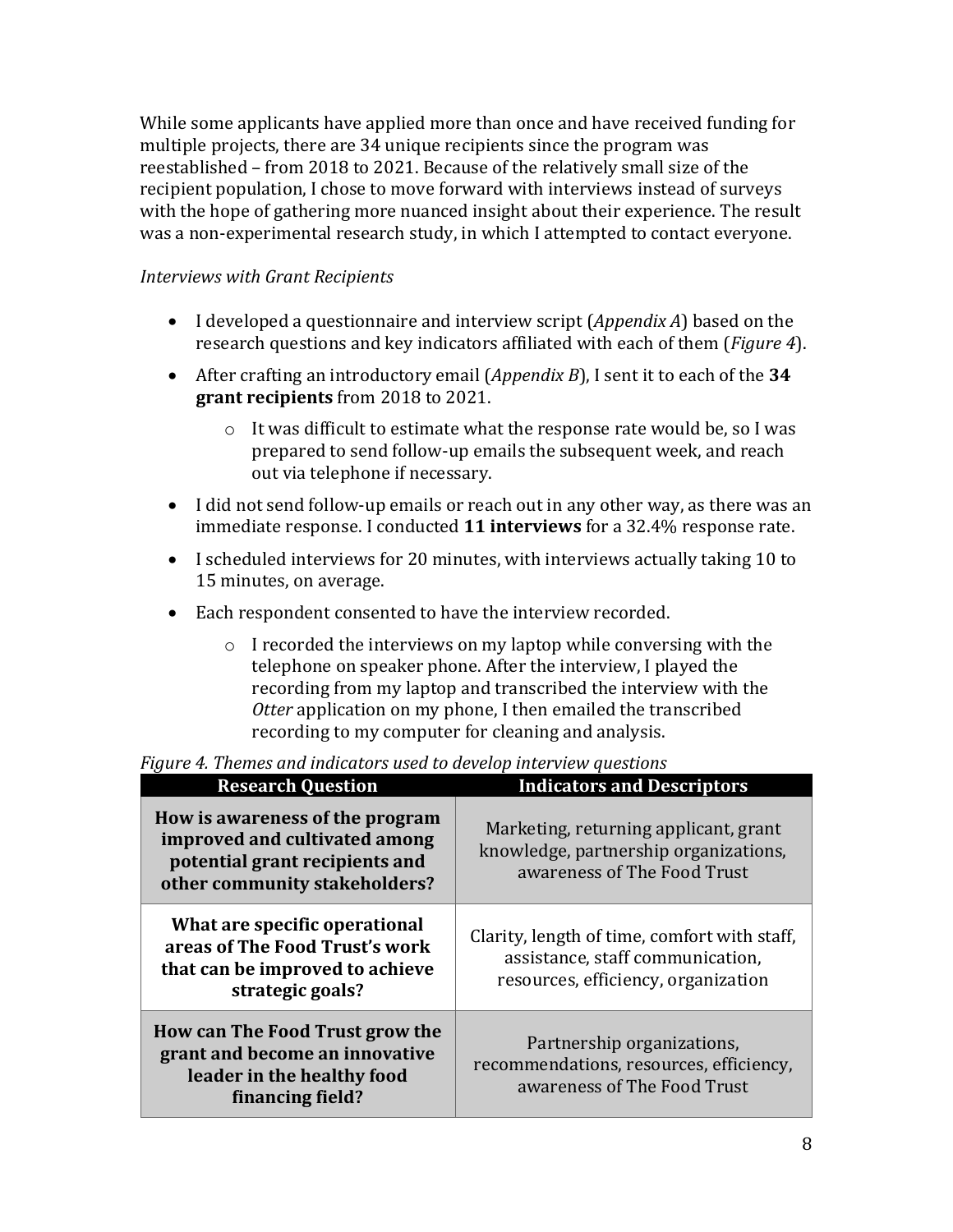While some applicants have applied more than once and have received funding for multiple projects, there are 34 unique recipients since the program was reestablished – from 2018 to 2021. Because of the relatively small size of the recipient population, I chose to move forward with interviews instead of surveys with the hope of gathering more nuanced insight about their experience. The result was a non-experimental research study, in which I attempted to contact everyone.

*Interviews with Grant Recipients*

- I developed a questionnaire and interview script (*Appendix A*) based on the research questions and key indicators affiliated with each of them (*Figure 4*).
- After crafting an introductory email (*Appendix B*), I sent it to each of the **34 grant recipients** from 2018 to 2021.
    - It was difficult to estimate what the response rate would be, so I was prepared to send follow-up emails the subsequent week, and reach out via telephone if necessary.
- I did not send follow-up emails or reach out in any other way, as there was an immediate response. I conducted **11 interviews** for a 32.4% response rate.
- I scheduled interviews for 20 minutes, with interviews actually taking 10 to 15 minutes, on average.
- Each respondent consented to have the interview recorded.
    - I recorded the interviews on my laptop while conversing with the telephone on speaker phone. After the interview, I played the recording from my laptop and transcribed the interview with the *Otter* application on my phone, I then emailed the transcribed recording to my computer for cleaning and analysis.

*Figure 4. Themes and indicators used to develop interview questions*

| Research Question | Indicators and Descriptors |
| --- | --- |
| **How is awareness of the program improved and cultivated among potential grant recipients and other community stakeholders?** | Marketing, returning applicant, grant knowledge, partnership organizations, awareness of The Food Trust |
| **What are specific operational areas of The Food Trust's work that can be improved to achieve strategic goals?** | Clarity, length of time, comfort with staff, assistance, staff communication, resources, efficiency, organization |
| **How can The Food Trust grow the grant and become an innovative leader in the healthy food financing field?** | Partnership organizations, recommendations, resources, efficiency, awareness of The Food Trust |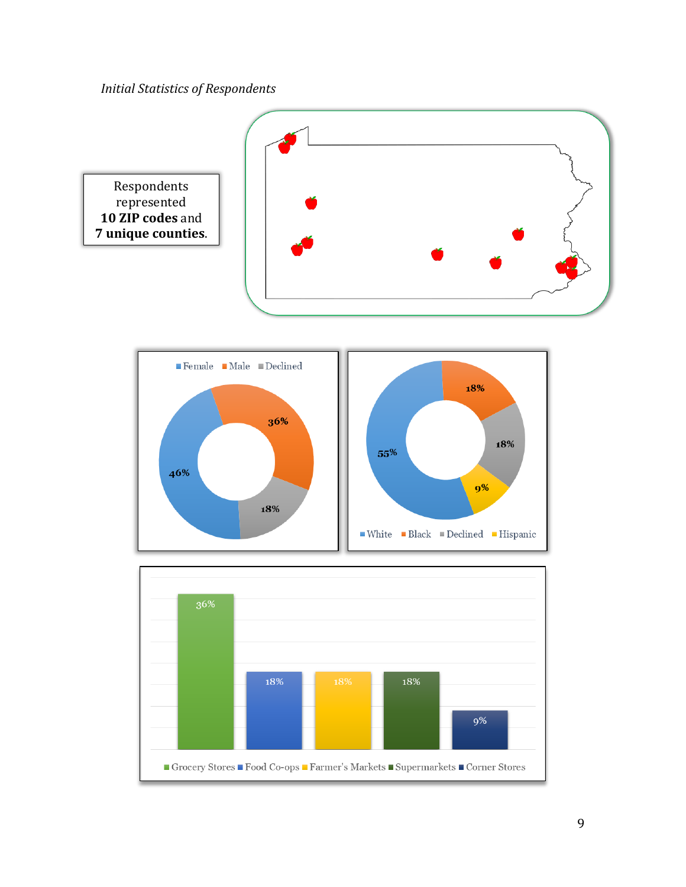*Initial Statistics of Respondents*

Respondents represented **10 ZIP codes** and **7 unique counties**.

| Gender | Percentage |
|---|---|
| Female | 46% |
| Male | 36% |
| Declined | 18% |

| Race/Ethnicity | Percentage |
|---|---|
| White | 55% |
| Black | 18% |
| Declined | 18% |
| Hispanic | 9% |

| Store Type | Percentage |
|---|---|
| Grocery Stores | 36% |
| Food Co-ops | 18% |
| Farmer's Markets | 18% |
| Supermarkets | 18% |
| Corner Stores | 9% |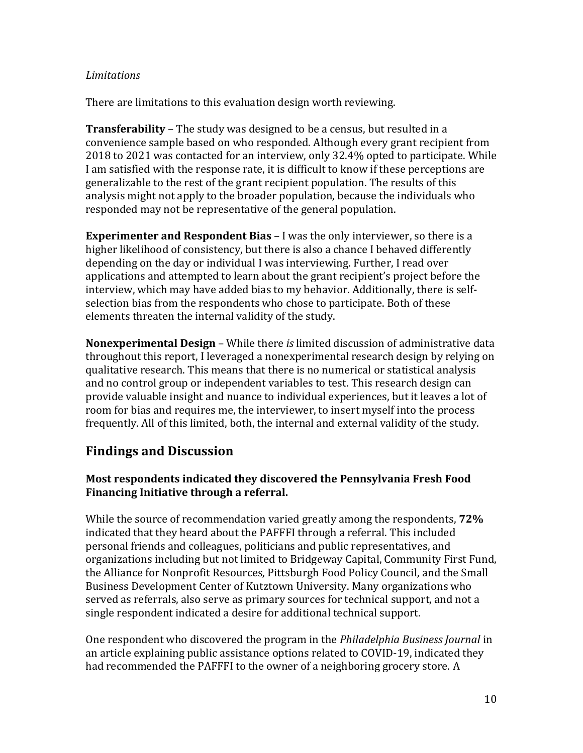*Limitations*

There are limitations to this evaluation design worth reviewing.

**Transferability** – The study was designed to be a census, but resulted in a convenience sample based on who responded. Although every grant recipient from 2018 to 2021 was contacted for an interview, only 32.4% opted to participate. While I am satisfied with the response rate, it is difficult to know if these perceptions are generalizable to the rest of the grant recipient population. The results of this analysis might not apply to the broader population, because the individuals who responded may not be representative of the general population.

**Experimenter and Respondent Bias** – I was the only interviewer, so there is a higher likelihood of consistency, but there is also a chance I behaved differently depending on the day or individual I was interviewing. Further, I read over applications and attempted to learn about the grant recipient's project before the interview, which may have added bias to my behavior. Additionally, there is self-selection bias from the respondents who chose to participate. Both of these elements threaten the internal validity of the study.

**Nonexperimental Design** – While there *is* limited discussion of administrative data throughout this report, I leveraged a nonexperimental research design by relying on qualitative research. This means that there is no numerical or statistical analysis and no control group or independent variables to test. This research design can provide valuable insight and nuance to individual experiences, but it leaves a lot of room for bias and requires me, the interviewer, to insert myself into the process frequently. All of this limited, both, the internal and external validity of the study.

## Findings and Discussion

### Most respondents indicated they discovered the Pennsylvania Fresh Food Financing Initiative through a referral.

While the source of recommendation varied greatly among the respondents, **72%** indicated that they heard about the PAFFFI through a referral. This included personal friends and colleagues, politicians and public representatives, and organizations including but not limited to Bridgeway Capital, Community First Fund, the Alliance for Nonprofit Resources, Pittsburgh Food Policy Council, and the Small Business Development Center of Kutztown University. Many organizations who served as referrals, also serve as primary sources for technical support, and not a single respondent indicated a desire for additional technical support.

One respondent who discovered the program in the *Philadelphia Business Journal* in an article explaining public assistance options related to COVID-19, indicated they had recommended the PAFFFI to the owner of a neighboring grocery store. A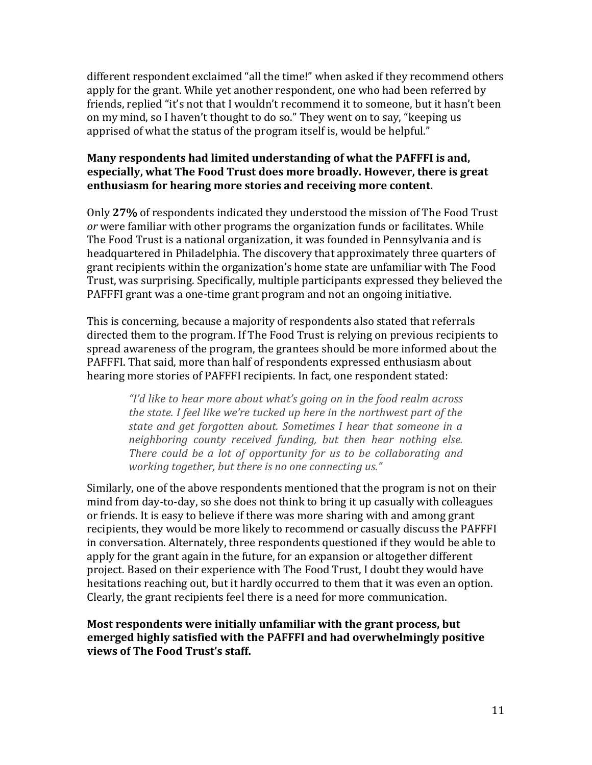different respondent exclaimed "all the time!" when asked if they recommend others apply for the grant. While yet another respondent, one who had been referred by friends, replied "it's not that I wouldn't recommend it to someone, but it hasn't been on my mind, so I haven't thought to do so." They went on to say, "keeping us apprised of what the status of the program itself is, would be helpful."

**Many respondents had limited understanding of what the PAFFFI is and, especially, what The Food Trust does more broadly. However, there is great enthusiasm for hearing more stories and receiving more content.**

Only **27%** of respondents indicated they understood the mission of The Food Trust *or* were familiar with other programs the organization funds or facilitates. While The Food Trust is a national organization, it was founded in Pennsylvania and is headquartered in Philadelphia. The discovery that approximately three quarters of grant recipients within the organization's home state are unfamiliar with The Food Trust, was surprising. Specifically, multiple participants expressed they believed the PAFFFI grant was a one-time grant program and not an ongoing initiative.

This is concerning, because a majority of respondents also stated that referrals directed them to the program. If The Food Trust is relying on previous recipients to spread awareness of the program, the grantees should be more informed about the PAFFFI. That said, more than half of respondents expressed enthusiasm about hearing more stories of PAFFFI recipients. In fact, one respondent stated:

> *"I'd like to hear more about what's going on in the food realm across the state. I feel like we're tucked up here in the northwest part of the state and get forgotten about. Sometimes I hear that someone in a neighboring county received funding, but then hear nothing else. There could be a lot of opportunity for us to be collaborating and working together, but there is no one connecting us."*

Similarly, one of the above respondents mentioned that the program is not on their mind from day-to-day, so she does not think to bring it up casually with colleagues or friends. It is easy to believe if there was more sharing with and among grant recipients, they would be more likely to recommend or casually discuss the PAFFFI in conversation. Alternately, three respondents questioned if they would be able to apply for the grant again in the future, for an expansion or altogether different project. Based on their experience with The Food Trust, I doubt they would have hesitations reaching out, but it hardly occurred to them that it was even an option. Clearly, the grant recipients feel there is a need for more communication.

**Most respondents were initially unfamiliar with the grant process, but emerged highly satisfied with the PAFFFI and had overwhelmingly positive views of The Food Trust's staff.**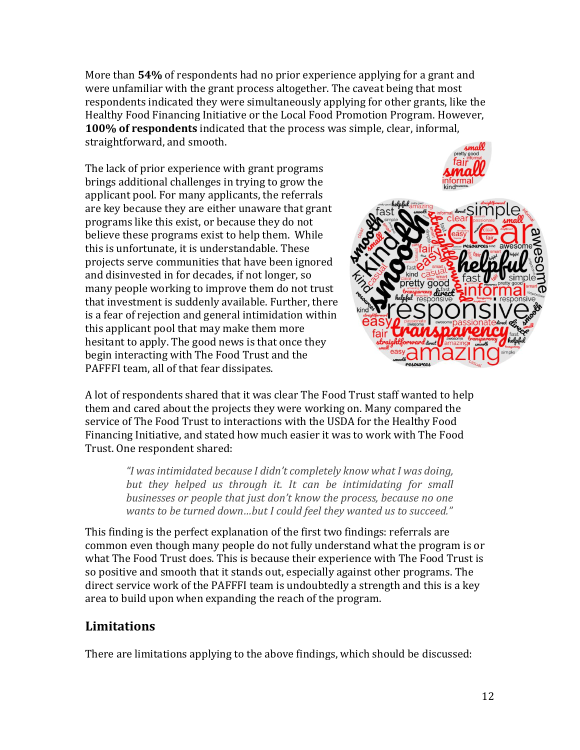More than **54%** of respondents had no prior experience applying for a grant and were unfamiliar with the grant process altogether. The caveat being that most respondents indicated they were simultaneously applying for other grants, like the Healthy Food Financing Initiative or the Local Food Promotion Program. However, **100% of respondents** indicated that the process was simple, clear, informal, straightforward, and smooth.

The lack of prior experience with grant programs brings additional challenges in trying to grow the applicant pool. For many applicants, the referrals are key because they are either unaware that grant programs like this exist, or because they do not believe these programs exist to help them. While this is unfortunate, it is understandable. These projects serve communities that have been ignored and disinvested in for decades, if not longer, so many people working to improve them do not trust that investment is suddenly available. Further, there is a fear of rejection and general intimidation within this applicant pool that may make them more hesitant to apply. The good news is that once they begin interacting with The Food Trust and the PAFFFI team, all of that fear dissipates.

A lot of respondents shared that it was clear The Food Trust staff wanted to help them and cared about the projects they were working on. Many compared the service of The Food Trust to interactions with the USDA for the Healthy Food Financing Initiative, and stated how much easier it was to work with The Food Trust. One respondent shared:

> *"I was intimidated because I didn't completely know what I was doing, but they helped us through it. It can be intimidating for small businesses or people that just don't know the process, because no one wants to be turned down…but I could feel they wanted us to succeed."*

This finding is the perfect explanation of the first two findings: referrals are common even though many people do not fully understand what the program is or what The Food Trust does. This is because their experience with The Food Trust is so positive and smooth that it stands out, especially against other programs. The direct service work of the PAFFFI team is undoubtedly a strength and this is a key area to build upon when expanding the reach of the program.

## Limitations

There are limitations applying to the above findings, which should be discussed: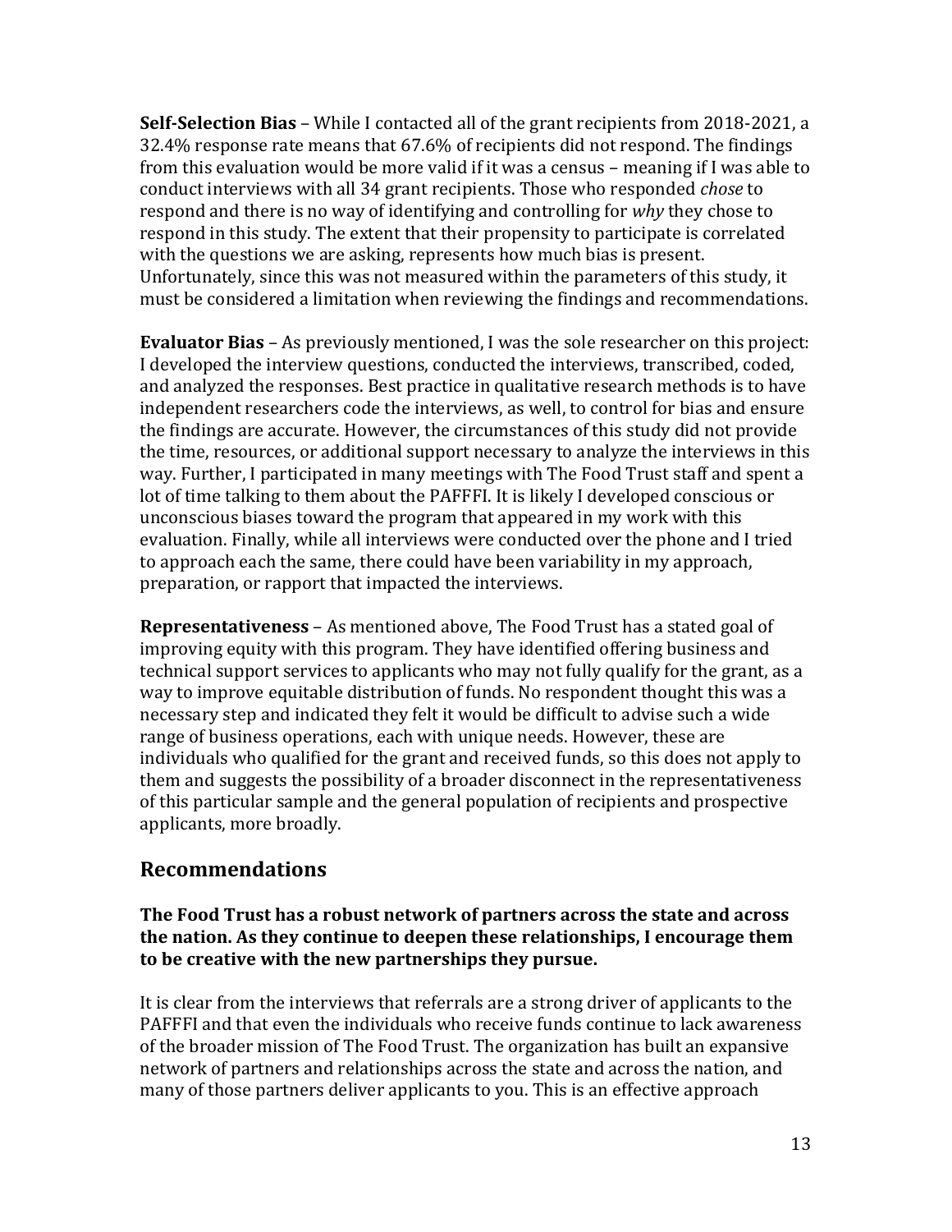**Self-Selection Bias** – While I contacted all of the grant recipients from 2018-2021, a 32.4% response rate means that 67.6% of recipients did not respond. The findings from this evaluation would be more valid if it was a census – meaning if I was able to conduct interviews with all 34 grant recipients. Those who responded *chose* to respond and there is no way of identifying and controlling for *why* they chose to respond in this study. The extent that their propensity to participate is correlated with the questions we are asking, represents how much bias is present. Unfortunately, since this was not measured within the parameters of this study, it must be considered a limitation when reviewing the findings and recommendations.

**Evaluator Bias** – As previously mentioned, I was the sole researcher on this project: I developed the interview questions, conducted the interviews, transcribed, coded, and analyzed the responses. Best practice in qualitative research methods is to have independent researchers code the interviews, as well, to control for bias and ensure the findings are accurate. However, the circumstances of this study did not provide the time, resources, or additional support necessary to analyze the interviews in this way. Further, I participated in many meetings with The Food Trust staff and spent a lot of time talking to them about the PAFFFI. It is likely I developed conscious or unconscious biases toward the program that appeared in my work with this evaluation. Finally, while all interviews were conducted over the phone and I tried to approach each the same, there could have been variability in my approach, preparation, or rapport that impacted the interviews.

**Representativeness** – As mentioned above, The Food Trust has a stated goal of improving equity with this program. They have identified offering business and technical support services to applicants who may not fully qualify for the grant, as a way to improve equitable distribution of funds. No respondent thought this was a necessary step and indicated they felt it would be difficult to advise such a wide range of business operations, each with unique needs. However, these are individuals who qualified for the grant and received funds, so this does not apply to them and suggests the possibility of a broader disconnect in the representativeness of this particular sample and the general population of recipients and prospective applicants, more broadly.

## Recommendations

### The Food Trust has a robust network of partners across the state and across the nation. As they continue to deepen these relationships, I encourage them to be creative with the new partnerships they pursue.

It is clear from the interviews that referrals are a strong driver of applicants to the PAFFFI and that even the individuals who receive funds continue to lack awareness of the broader mission of The Food Trust. The organization has built an expansive network of partners and relationships across the state and across the nation, and many of those partners deliver applicants to you. This is an effective approach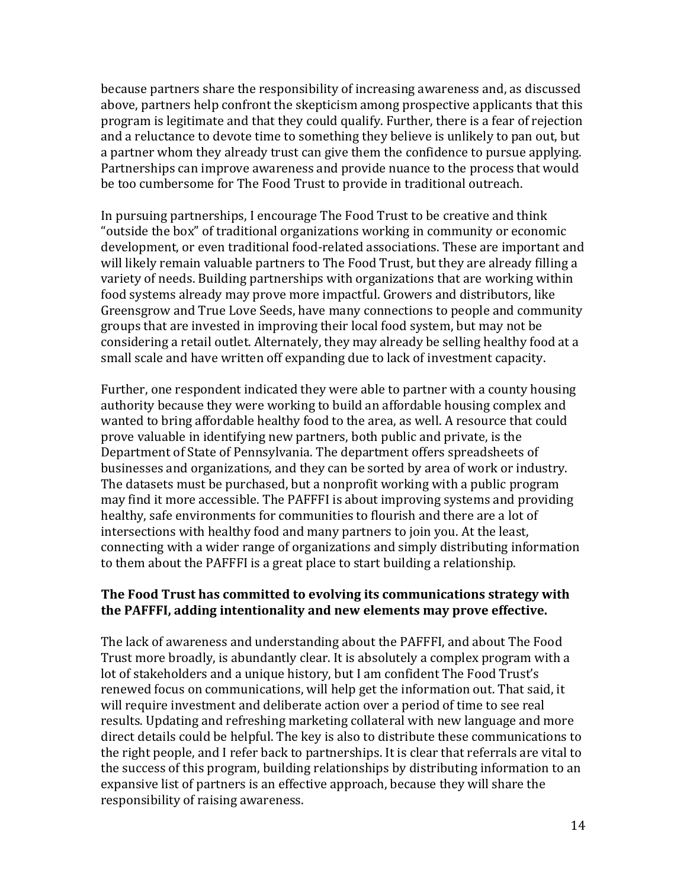because partners share the responsibility of increasing awareness and, as discussed above, partners help confront the skepticism among prospective applicants that this program is legitimate and that they could qualify. Further, there is a fear of rejection and a reluctance to devote time to something they believe is unlikely to pan out, but a partner whom they already trust can give them the confidence to pursue applying. Partnerships can improve awareness and provide nuance to the process that would be too cumbersome for The Food Trust to provide in traditional outreach.

In pursuing partnerships, I encourage The Food Trust to be creative and think "outside the box" of traditional organizations working in community or economic development, or even traditional food-related associations. These are important and will likely remain valuable partners to The Food Trust, but they are already filling a variety of needs. Building partnerships with organizations that are working within food systems already may prove more impactful. Growers and distributors, like Greensgrow and True Love Seeds, have many connections to people and community groups that are invested in improving their local food system, but may not be considering a retail outlet. Alternately, they may already be selling healthy food at a small scale and have written off expanding due to lack of investment capacity.

Further, one respondent indicated they were able to partner with a county housing authority because they were working to build an affordable housing complex and wanted to bring affordable healthy food to the area, as well. A resource that could prove valuable in identifying new partners, both public and private, is the Department of State of Pennsylvania. The department offers spreadsheets of businesses and organizations, and they can be sorted by area of work or industry. The datasets must be purchased, but a nonprofit working with a public program may find it more accessible. The PAFFFI is about improving systems and providing healthy, safe environments for communities to flourish and there are a lot of intersections with healthy food and many partners to join you. At the least, connecting with a wider range of organizations and simply distributing information to them about the PAFFFI is a great place to start building a relationship.

**The Food Trust has committed to evolving its communications strategy with the PAFFFI, adding intentionality and new elements may prove effective.**

The lack of awareness and understanding about the PAFFFI, and about The Food Trust more broadly, is abundantly clear. It is absolutely a complex program with a lot of stakeholders and a unique history, but I am confident The Food Trust's renewed focus on communications, will help get the information out. That said, it will require investment and deliberate action over a period of time to see real results. Updating and refreshing marketing collateral with new language and more direct details could be helpful. The key is also to distribute these communications to the right people, and I refer back to partnerships. It is clear that referrals are vital to the success of this program, building relationships by distributing information to an expansive list of partners is an effective approach, because they will share the responsibility of raising awareness.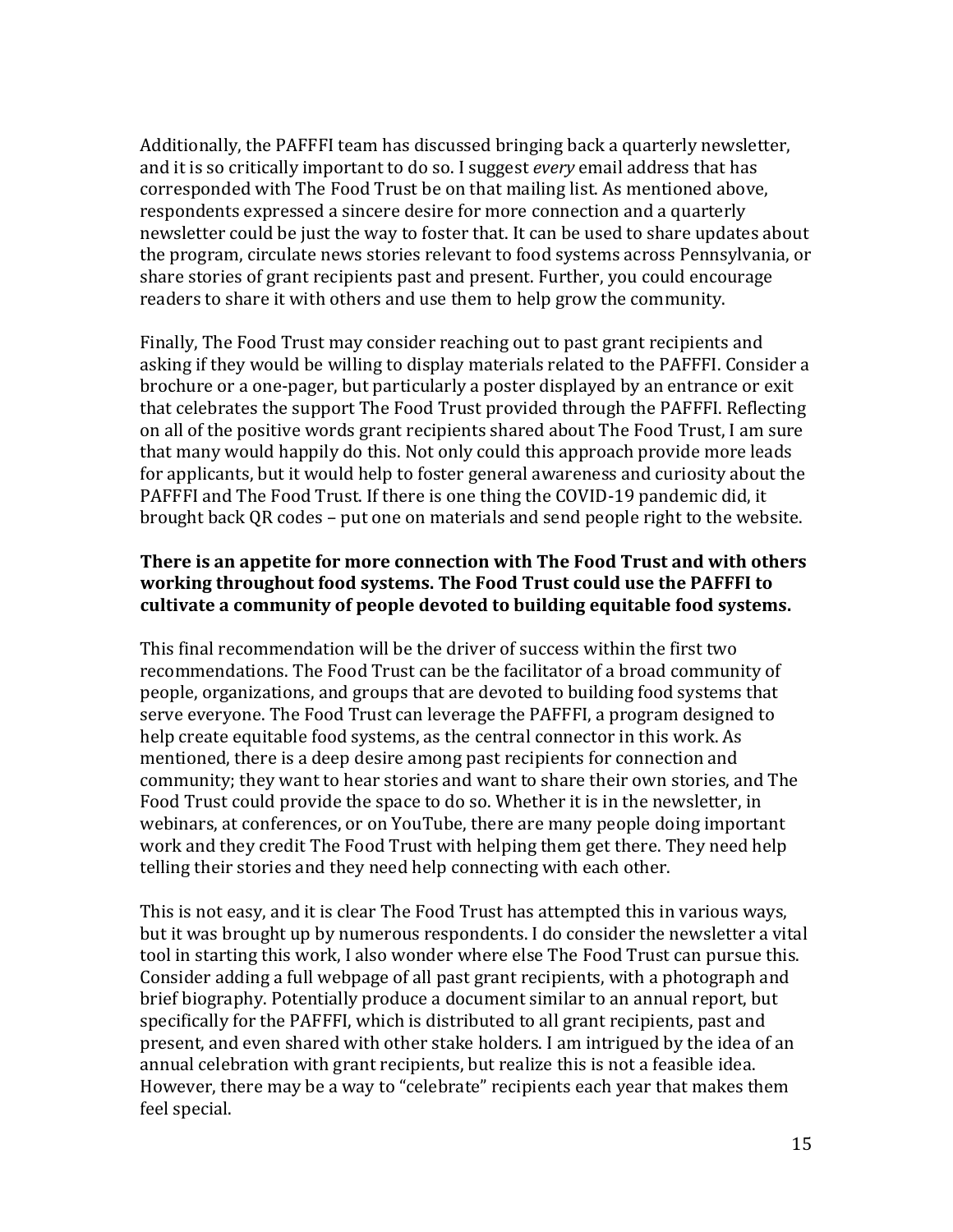Additionally, the PAFFFI team has discussed bringing back a quarterly newsletter, and it is so critically important to do so. I suggest *every* email address that has corresponded with The Food Trust be on that mailing list. As mentioned above, respondents expressed a sincere desire for more connection and a quarterly newsletter could be just the way to foster that. It can be used to share updates about the program, circulate news stories relevant to food systems across Pennsylvania, or share stories of grant recipients past and present. Further, you could encourage readers to share it with others and use them to help grow the community.

Finally, The Food Trust may consider reaching out to past grant recipients and asking if they would be willing to display materials related to the PAFFFI. Consider a brochure or a one-pager, but particularly a poster displayed by an entrance or exit that celebrates the support The Food Trust provided through the PAFFFI. Reflecting on all of the positive words grant recipients shared about The Food Trust, I am sure that many would happily do this. Not only could this approach provide more leads for applicants, but it would help to foster general awareness and curiosity about the PAFFFI and The Food Trust. If there is one thing the COVID-19 pandemic did, it brought back QR codes – put one on materials and send people right to the website.

**There is an appetite for more connection with The Food Trust and with others working throughout food systems. The Food Trust could use the PAFFFI to cultivate a community of people devoted to building equitable food systems.**

This final recommendation will be the driver of success within the first two recommendations. The Food Trust can be the facilitator of a broad community of people, organizations, and groups that are devoted to building food systems that serve everyone. The Food Trust can leverage the PAFFFI, a program designed to help create equitable food systems, as the central connector in this work. As mentioned, there is a deep desire among past recipients for connection and community; they want to hear stories and want to share their own stories, and The Food Trust could provide the space to do so. Whether it is in the newsletter, in webinars, at conferences, or on YouTube, there are many people doing important work and they credit The Food Trust with helping them get there. They need help telling their stories and they need help connecting with each other.

This is not easy, and it is clear The Food Trust has attempted this in various ways, but it was brought up by numerous respondents. I do consider the newsletter a vital tool in starting this work, I also wonder where else The Food Trust can pursue this. Consider adding a full webpage of all past grant recipients, with a photograph and brief biography. Potentially produce a document similar to an annual report, but specifically for the PAFFFI, which is distributed to all grant recipients, past and present, and even shared with other stake holders. I am intrigued by the idea of an annual celebration with grant recipients, but realize this is not a feasible idea. However, there may be a way to "celebrate" recipients each year that makes them feel special.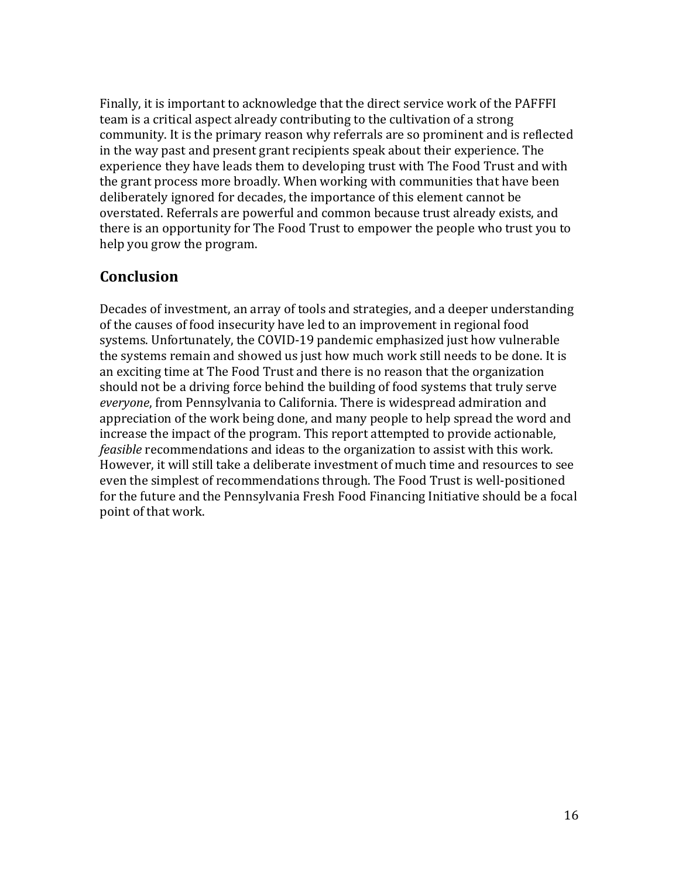Finally, it is important to acknowledge that the direct service work of the PAFFFI team is a critical aspect already contributing to the cultivation of a strong community. It is the primary reason why referrals are so prominent and is reflected in the way past and present grant recipients speak about their experience. The experience they have leads them to developing trust with The Food Trust and with the grant process more broadly. When working with communities that have been deliberately ignored for decades, the importance of this element cannot be overstated. Referrals are powerful and common because trust already exists, and there is an opportunity for The Food Trust to empower the people who trust you to help you grow the program.

## Conclusion

Decades of investment, an array of tools and strategies, and a deeper understanding of the causes of food insecurity have led to an improvement in regional food systems. Unfortunately, the COVID-19 pandemic emphasized just how vulnerable the systems remain and showed us just how much work still needs to be done. It is an exciting time at The Food Trust and there is no reason that the organization should not be a driving force behind the building of food systems that truly serve *everyone*, from Pennsylvania to California. There is widespread admiration and appreciation of the work being done, and many people to help spread the word and increase the impact of the program. This report attempted to provide actionable, *feasible* recommendations and ideas to the organization to assist with this work. However, it will still take a deliberate investment of much time and resources to see even the simplest of recommendations through. The Food Trust is well-positioned for the future and the Pennsylvania Fresh Food Financing Initiative should be a focal point of that work.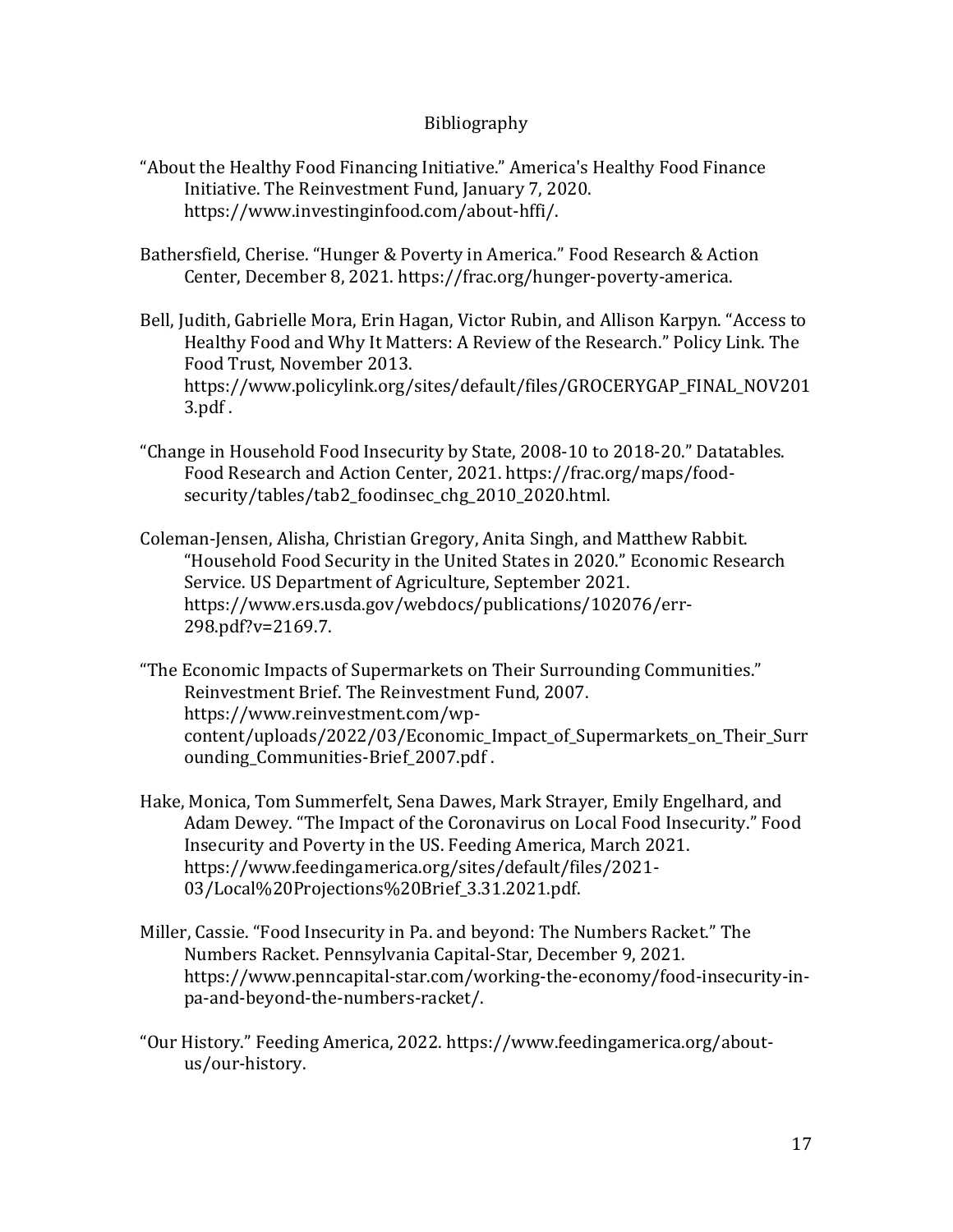# Bibliography

"About the Healthy Food Financing Initiative." America's Healthy Food Finance Initiative. The Reinvestment Fund, January 7, 2020. https://www.investinginfood.com/about-hffi/.

Bathersfield, Cherise. "Hunger & Poverty in America." Food Research & Action Center, December 8, 2021. https://frac.org/hunger-poverty-america.

Bell, Judith, Gabrielle Mora, Erin Hagan, Victor Rubin, and Allison Karpyn. "Access to Healthy Food and Why It Matters: A Review of the Research." Policy Link. The Food Trust, November 2013. https://www.policylink.org/sites/default/files/GROCERYGAP_FINAL_NOV2013.pdf .

"Change in Household Food Insecurity by State, 2008-10 to 2018-20." Datatables. Food Research and Action Center, 2021. https://frac.org/maps/food-security/tables/tab2_foodinsec_chg_2010_2020.html.

Coleman-Jensen, Alisha, Christian Gregory, Anita Singh, and Matthew Rabbit. "Household Food Security in the United States in 2020." Economic Research Service. US Department of Agriculture, September 2021. https://www.ers.usda.gov/webdocs/publications/102076/err-298.pdf?v=2169.7.

"The Economic Impacts of Supermarkets on Their Surrounding Communities." Reinvestment Brief. The Reinvestment Fund, 2007. https://www.reinvestment.com/wp-content/uploads/2022/03/Economic_Impact_of_Supermarkets_on_Their_Surrounding_Communities-Brief_2007.pdf .

Hake, Monica, Tom Summerfelt, Sena Dawes, Mark Strayer, Emily Engelhard, and Adam Dewey. "The Impact of the Coronavirus on Local Food Insecurity." Food Insecurity and Poverty in the US. Feeding America, March 2021. https://www.feedingamerica.org/sites/default/files/2021-03/Local%20Projections%20Brief_3.31.2021.pdf.

Miller, Cassie. "Food Insecurity in Pa. and beyond: The Numbers Racket." The Numbers Racket. Pennsylvania Capital-Star, December 9, 2021. https://www.penncapital-star.com/working-the-economy/food-insecurity-in-pa-and-beyond-the-numbers-racket/.

"Our History." Feeding America, 2022. https://www.feedingamerica.org/about-us/our-history.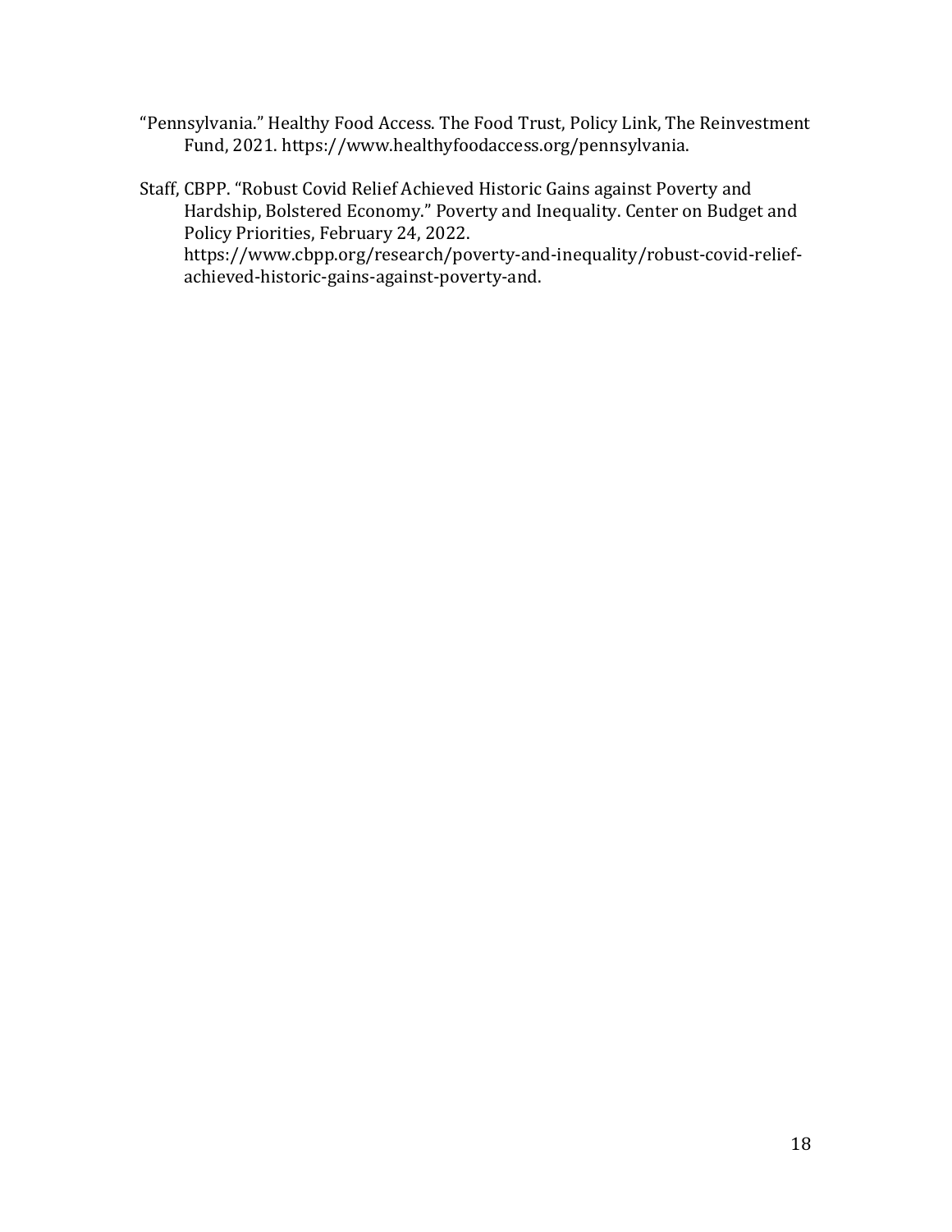"Pennsylvania." Healthy Food Access. The Food Trust, Policy Link, The Reinvestment Fund, 2021. https://www.healthyfoodaccess.org/pennsylvania.

Staff, CBPP. "Robust Covid Relief Achieved Historic Gains against Poverty and Hardship, Bolstered Economy." Poverty and Inequality. Center on Budget and Policy Priorities, February 24, 2022. https://www.cbpp.org/research/poverty-and-inequality/robust-covid-relief-achieved-historic-gains-against-poverty-and.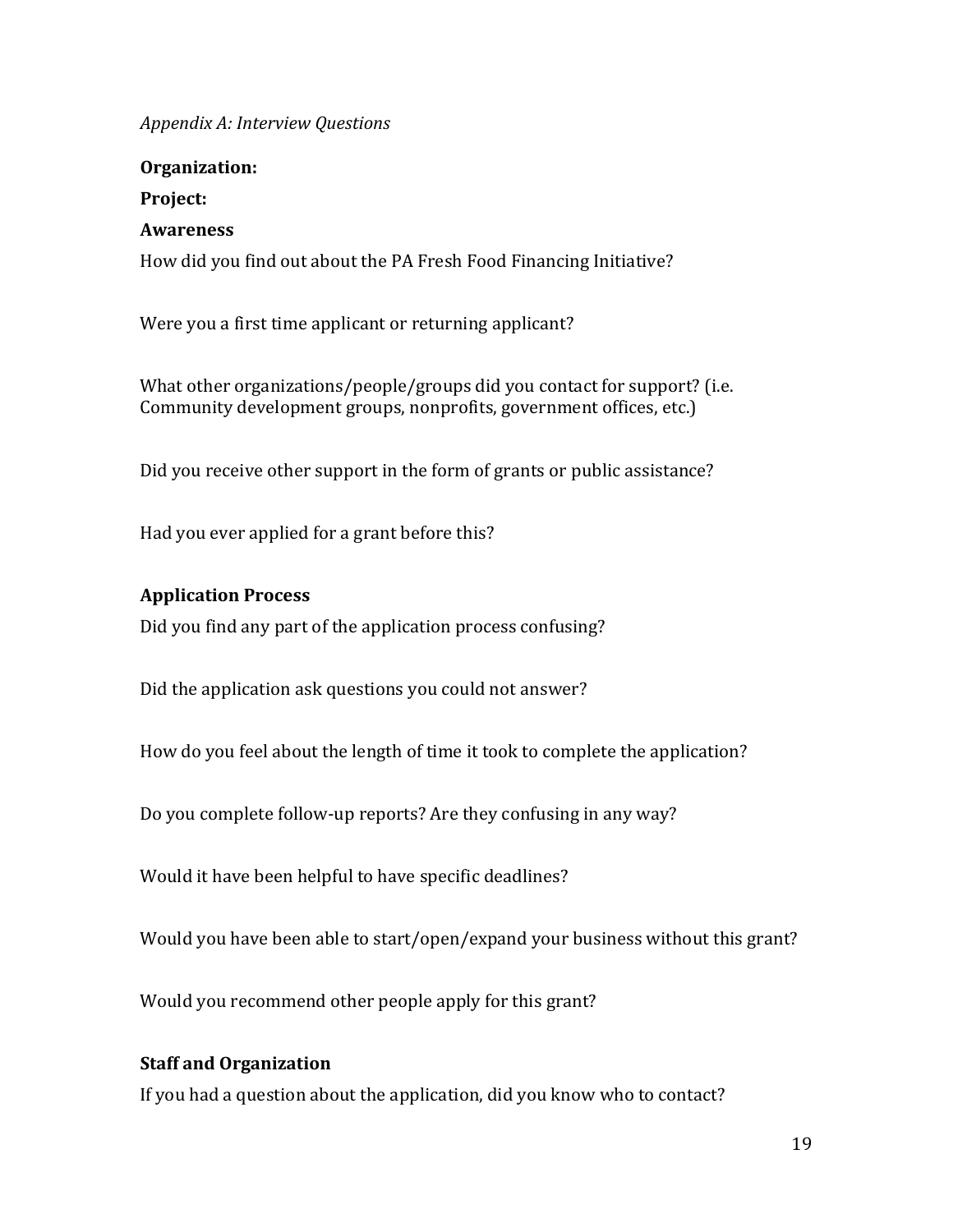*Appendix A: Interview Questions*

**Organization:**

**Project:**

**Awareness**

How did you find out about the PA Fresh Food Financing Initiative?

Were you a first time applicant or returning applicant?

What other organizations/people/groups did you contact for support? (i.e. Community development groups, nonprofits, government offices, etc.)

Did you receive other support in the form of grants or public assistance?

Had you ever applied for a grant before this?

**Application Process**

Did you find any part of the application process confusing?

Did the application ask questions you could not answer?

How do you feel about the length of time it took to complete the application?

Do you complete follow-up reports? Are they confusing in any way?

Would it have been helpful to have specific deadlines?

Would you have been able to start/open/expand your business without this grant?

Would you recommend other people apply for this grant?

**Staff and Organization**

If you had a question about the application, did you know who to contact?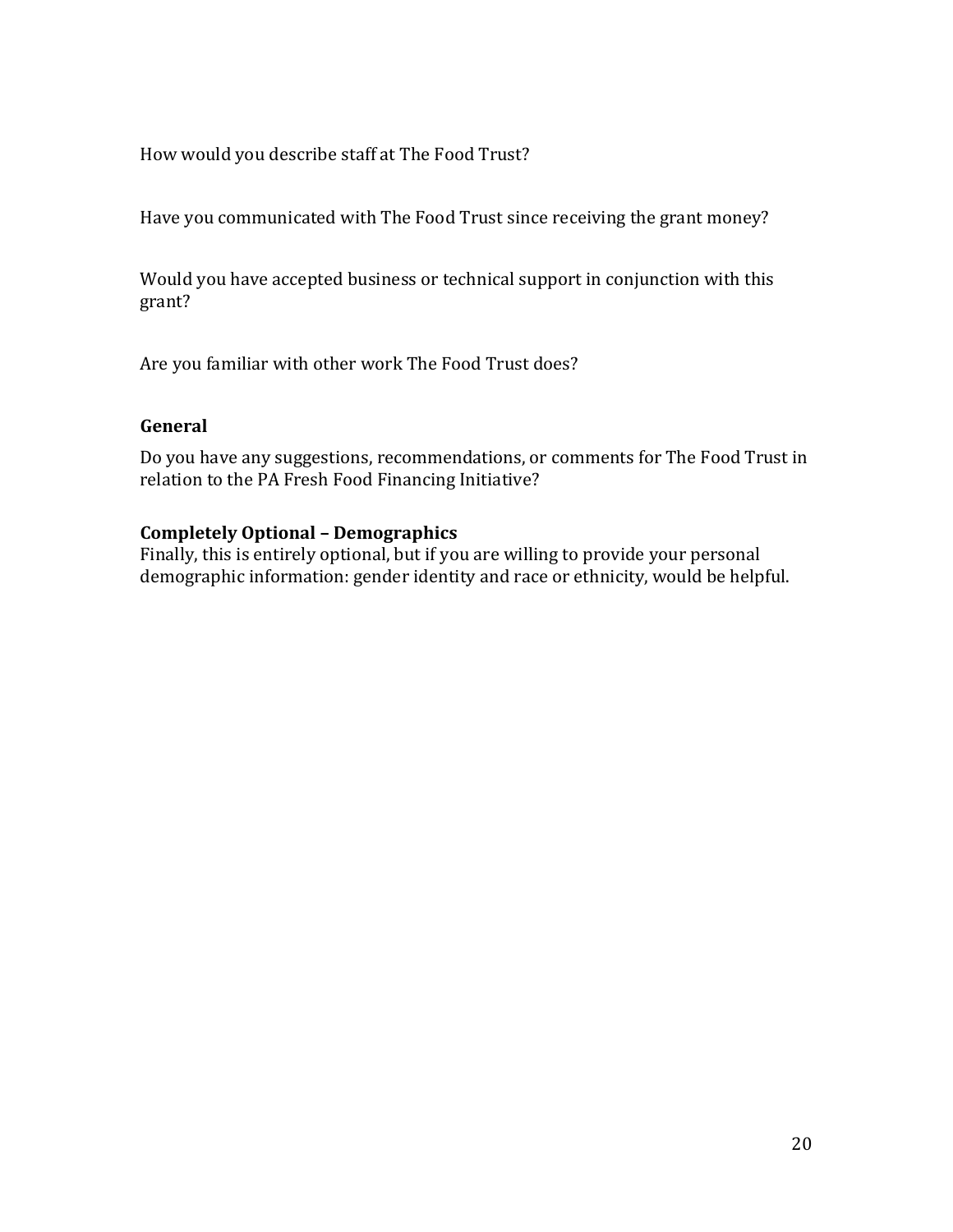How would you describe staff at The Food Trust?

Have you communicated with The Food Trust since receiving the grant money?

Would you have accepted business or technical support in conjunction with this grant?

Are you familiar with other work The Food Trust does?

### General

Do you have any suggestions, recommendations, or comments for The Food Trust in relation to the PA Fresh Food Financing Initiative?

### Completely Optional – Demographics

Finally, this is entirely optional, but if you are willing to provide your personal demographic information: gender identity and race or ethnicity, would be helpful.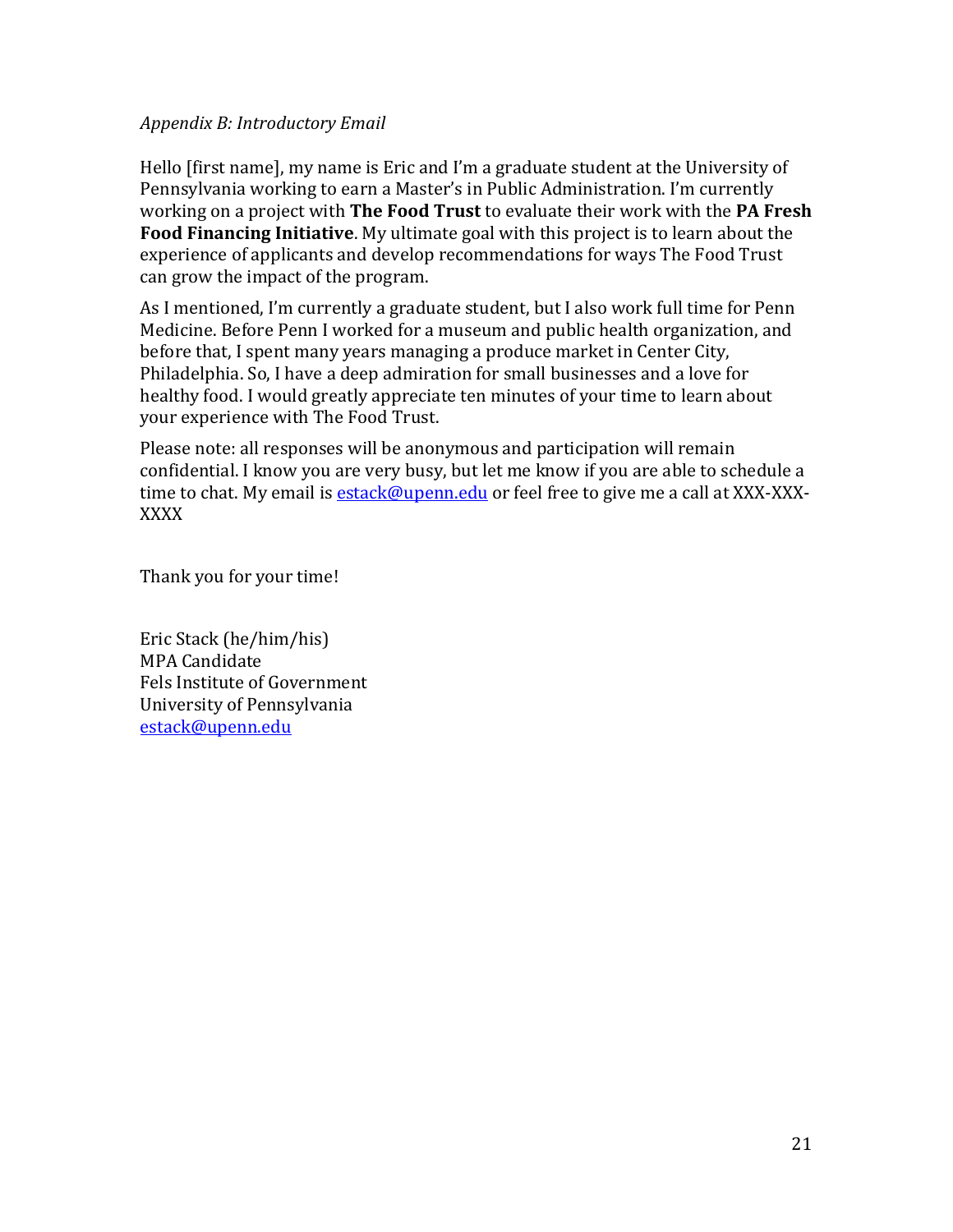*Appendix B: Introductory Email*

Hello [first name], my name is Eric and I'm a graduate student at the University of Pennsylvania working to earn a Master's in Public Administration. I'm currently working on a project with **The Food Trust** to evaluate their work with the **PA Fresh Food Financing Initiative**. My ultimate goal with this project is to learn about the experience of applicants and develop recommendations for ways The Food Trust can grow the impact of the program.

As I mentioned, I'm currently a graduate student, but I also work full time for Penn Medicine. Before Penn I worked for a museum and public health organization, and before that, I spent many years managing a produce market in Center City, Philadelphia. So, I have a deep admiration for small businesses and a love for healthy food. I would greatly appreciate ten minutes of your time to learn about your experience with The Food Trust.

Please note: all responses will be anonymous and participation will remain confidential. I know you are very busy, but let me know if you are able to schedule a time to chat. My email is estack@upenn.edu or feel free to give me a call at XXX-XXX-XXXX

Thank you for your time!

Eric Stack (he/him/his)
MPA Candidate
Fels Institute of Government
University of Pennsylvania
estack@upenn.edu